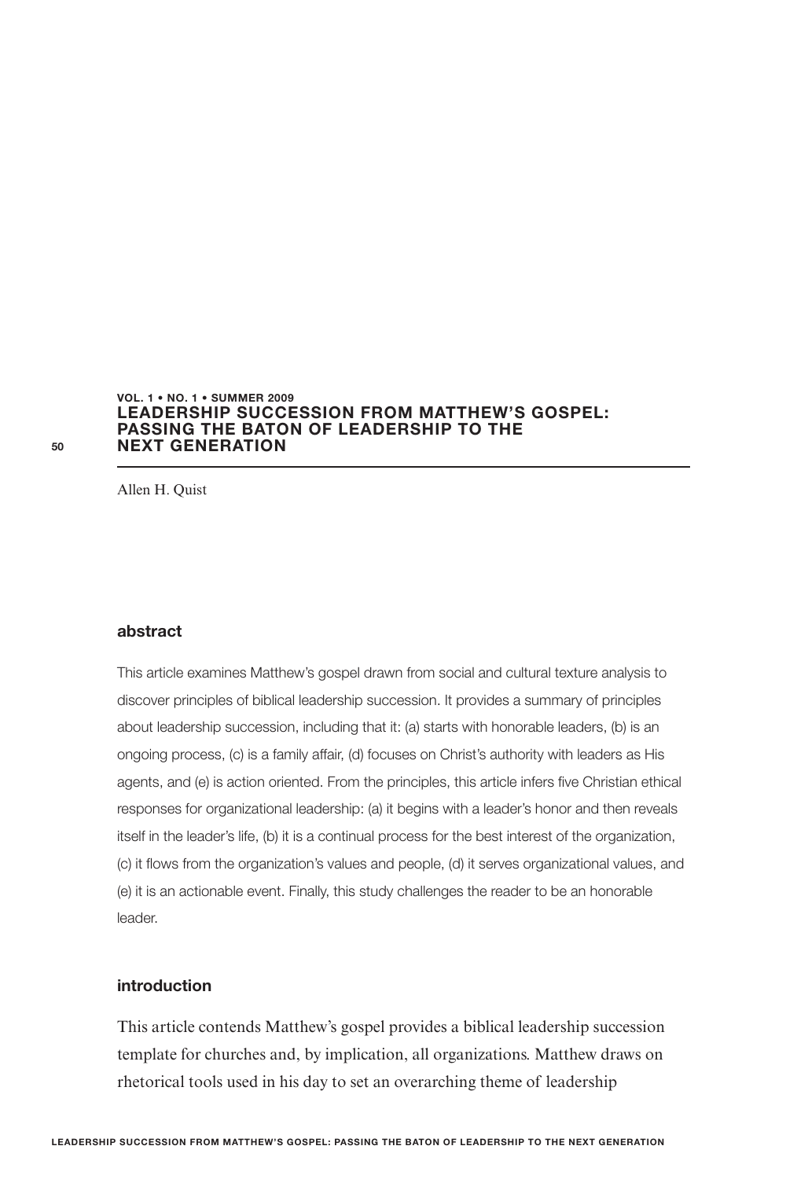# LEADERSHIP SUCCESSION FROM MATTHEW'S GOSPEL: PASSING THE BATON OF LEADERSHIP TO THE NEXT GENERATION

Allen H. Quist

## abstract

This article examines Matthew's gospel drawn from social and cultural texture analysis to discover principles of biblical leadership succession. It provides a summary of principles about leadership succession, including that it: (a) starts with honorable leaders, (b) is an ongoing process, (c) is a family affair, (d) focuses on Christ's authority with leaders as His agents, and (e) is action oriented. From the principles, this article infers five Christian ethical responses for organizational leadership: (a) it begins with a leader's honor and then reveals itself in the leader's life, (b) it is a continual process for the best interest of the organization, (c) it flows from the organization's values and people, (d) it serves organizational values, and (e) it is an actionable event. Finally, this study challenges the reader to be an honorable leader.

## introduction

This article contends Matthew's gospel provides a biblical leadership succession template for churches and, by implication, all organizations. Matthew draws on rhetorical tools used in his day to set an overarching theme of leadership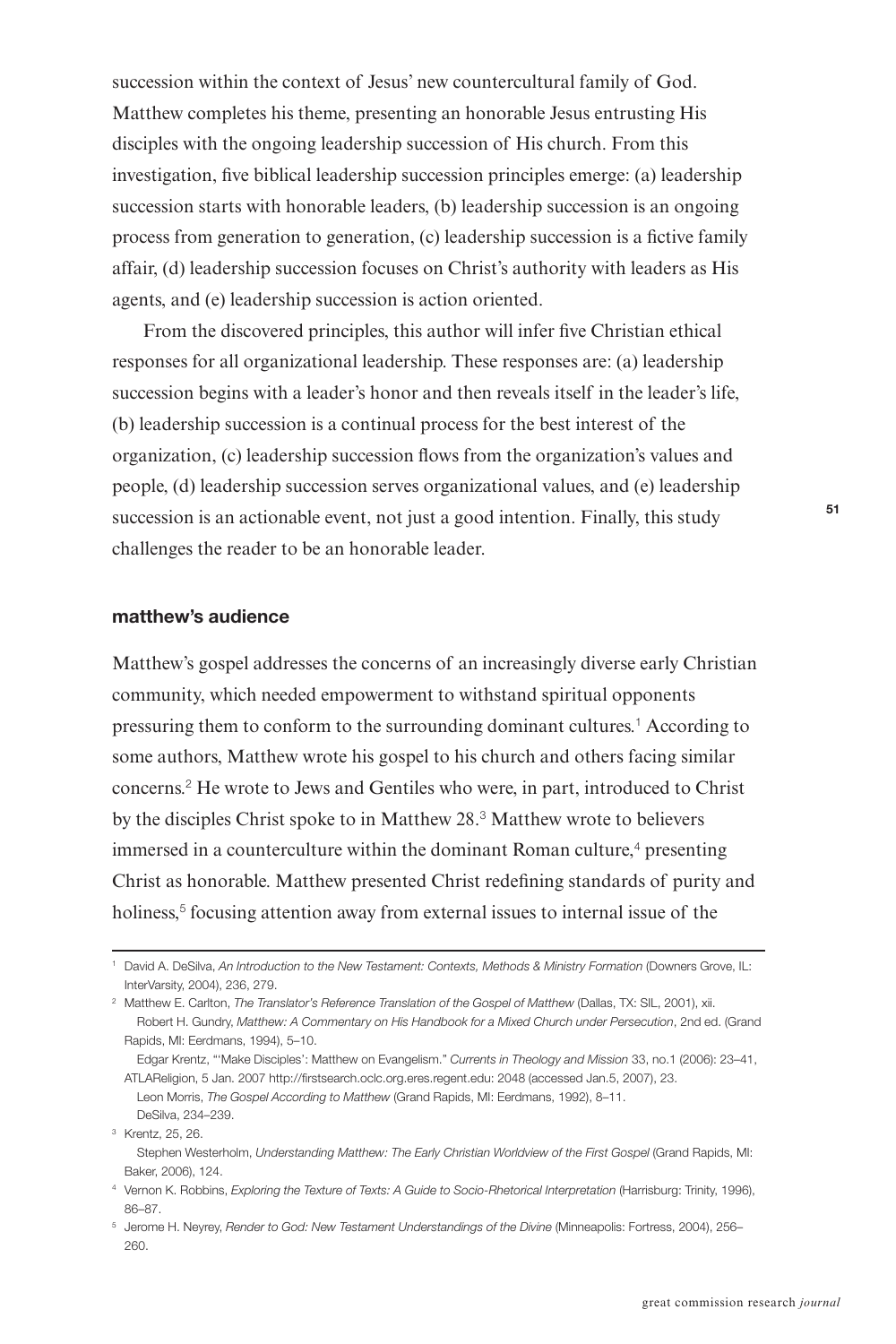succession within the context of Jesus' new countercultural family of God. Matthew completes his theme, presenting an honorable Jesus entrusting His disciples with the ongoing leadership succession of His church. From this investigation, five biblical leadership succession principles emerge: (a) leadership succession starts with honorable leaders, (b) leadership succession is an ongoing process from generation to generation, (c) leadership succession is a fictive family affair, (d) leadership succession focuses on Christ's authority with leaders as His agents, and (e) leadership succession is action oriented.

From the discovered principles, this author will infer five Christian ethical responses for all organizational leadership. These responses are: (a) leadership succession begins with a leader's honor and then reveals itself in the leader's life, (b) leadership succession is a continual process for the best interest of the organization, (c) leadership succession flows from the organization's values and people, (d) leadership succession serves organizational values, and (e) leadership succession is an actionable event, not just a good intention. Finally, this study challenges the reader to be an honorable leader.

## matthew's audience

Matthew's gospel addresses the concerns of an increasingly diverse early Christian community, which needed empowerment to withstand spiritual opponents pressuring them to conform to the surrounding dominant cultures.[1] According to some authors, Matthew wrote his gospel to his church and others facing similar concerns.[2] He wrote to Jews and Gentiles who were, in part, introduced to Christ by the disciples Christ spoke to in Matthew 28.[3] Matthew wrote to believers immersed in a counterculture within the dominant Roman culture,[4] presenting Christ as honorable. Matthew presented Christ redefining standards of purity and holiness,[5] focusing attention away from external issues to internal issue of the

---

[1] David A. DeSilva, *An Introduction to the New Testament: Contexts, Methods & Ministry Formation* (Downers Grove, IL: InterVarsity, 2004), 236, 279.

[2] Matthew E. Carlton, *The Translator's Reference Translation of the Gospel of Matthew* (Dallas, TX: SIL, 2001), xii.
Robert H. Gundry, *Matthew: A Commentary on His Handbook for a Mixed Church under Persecution*, 2nd ed. (Grand Rapids, MI: Eerdmans, 1994), 5–10.
Edgar Krentz, "'Make Disciples': Matthew on Evangelism." *Currents in Theology and Mission* 33, no.1 (2006): 23–41, ATLAReligion, 5 Jan. 2007 http://firstsearch.oclc.org.eres.regent.edu: 2048 (accessed Jan.5, 2007), 23.
Leon Morris, *The Gospel According to Matthew* (Grand Rapids, MI: Eerdmans, 1992), 8–11.
DeSilva, 234–239.

[3] Krentz, 25, 26.
Stephen Westerholm, *Understanding Matthew: The Early Christian Worldview of the First Gospel* (Grand Rapids, MI: Baker, 2006), 124.

[4] Vernon K. Robbins, *Exploring the Texture of Texts: A Guide to Socio-Rhetorical Interpretation* (Harrisburg: Trinity, 1996), 86–87.

[5] Jerome H. Neyrey, *Render to God: New Testament Understandings of the Divine* (Minneapolis: Fortress, 2004), 256–260.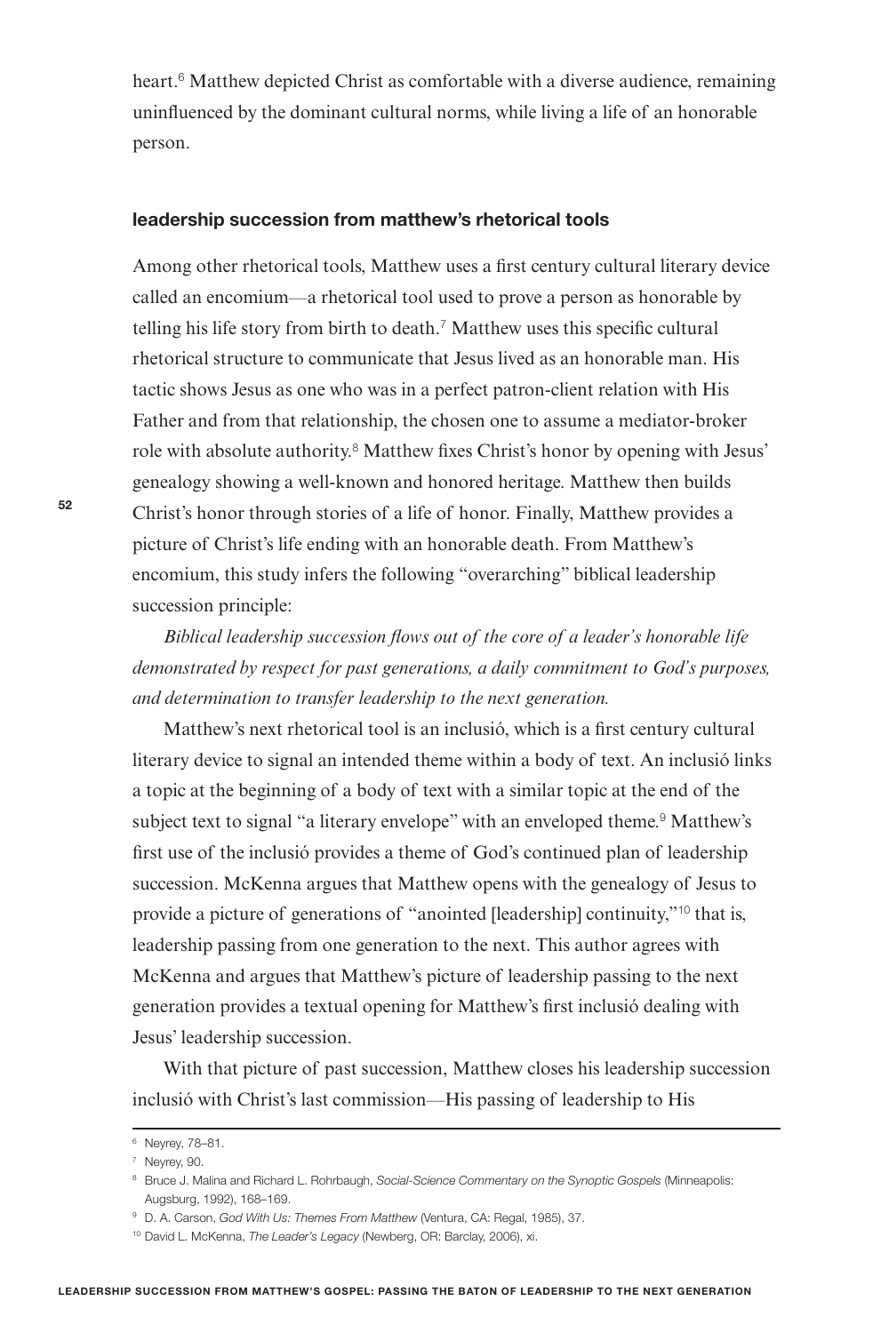heart.[6] Matthew depicted Christ as comfortable with a diverse audience, remaining uninfluenced by the dominant cultural norms, while living a life of an honorable person.

## leadership succession from matthew's rhetorical tools

Among other rhetorical tools, Matthew uses a first century cultural literary device called an encomium—a rhetorical tool used to prove a person as honorable by telling his life story from birth to death.[7] Matthew uses this specific cultural rhetorical structure to communicate that Jesus lived as an honorable man. His tactic shows Jesus as one who was in a perfect patron-client relation with His Father and from that relationship, the chosen one to assume a mediator-broker role with absolute authority.[8] Matthew fixes Christ's honor by opening with Jesus' genealogy showing a well-known and honored heritage. Matthew then builds Christ's honor through stories of a life of honor. Finally, Matthew provides a picture of Christ's life ending with an honorable death. From Matthew's encomium, this study infers the following "overarching" biblical leadership succession principle:

*Biblical leadership succession flows out of the core of a leader's honorable life demonstrated by respect for past generations, a daily commitment to God's purposes, and determination to transfer leadership to the next generation.*

Matthew's next rhetorical tool is an inclusió, which is a first century cultural literary device to signal an intended theme within a body of text. An inclusió links a topic at the beginning of a body of text with a similar topic at the end of the subject text to signal "a literary envelope" with an enveloped theme.[9] Matthew's first use of the inclusió provides a theme of God's continued plan of leadership succession. McKenna argues that Matthew opens with the genealogy of Jesus to provide a picture of generations of "anointed [leadership] continuity,"[10] that is, leadership passing from one generation to the next. This author agrees with McKenna and argues that Matthew's picture of leadership passing to the next generation provides a textual opening for Matthew's first inclusió dealing with Jesus' leadership succession.

With that picture of past succession, Matthew closes his leadership succession inclusió with Christ's last commission—His passing of leadership to His

---

[6] Neyrey, 78–81.

[7] Neyrey, 90.

[8] Bruce J. Malina and Richard L. Rohrbaugh, *Social-Science Commentary on the Synoptic Gospels* (Minneapolis: Augsburg, 1992), 168–169.

[9] D. A. Carson, *God With Us: Themes From Matthew* (Ventura, CA: Regal, 1985), 37.

[10] David L. McKenna, *The Leader's Legacy* (Newberg, OR: Barclay, 2006), xi.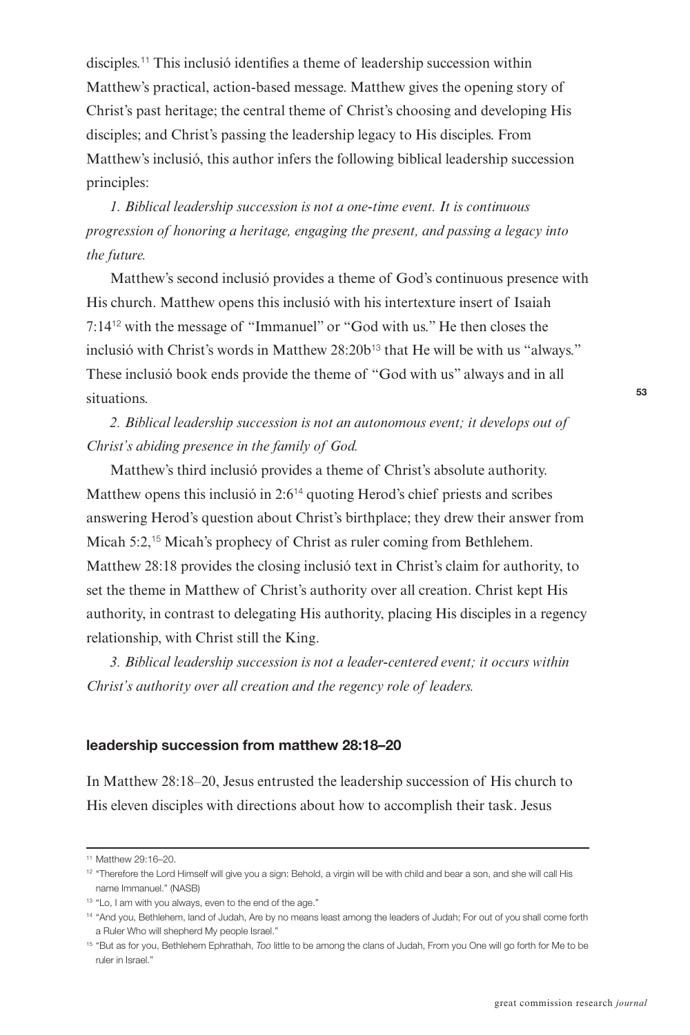disciples.[11] This inclusió identifies a theme of leadership succession within Matthew's practical, action-based message. Matthew gives the opening story of Christ's past heritage; the central theme of Christ's choosing and developing His disciples; and Christ's passing the leadership legacy to His disciples. From Matthew's inclusió, this author infers the following biblical leadership succession principles:

*1. Biblical leadership succession is not a one-time event. It is continuous progression of honoring a heritage, engaging the present, and passing a legacy into the future.*

Matthew's second inclusió provides a theme of God's continuous presence with His church. Matthew opens this inclusió with his intertexture insert of Isaiah 7:14[12] with the message of "Immanuel" or "God with us." He then closes the inclusió with Christ's words in Matthew 28:20b[13] that He will be with us "always." These inclusió book ends provide the theme of "God with us" always and in all situations.

*2. Biblical leadership succession is not an autonomous event; it develops out of Christ's abiding presence in the family of God.*

Matthew's third inclusió provides a theme of Christ's absolute authority. Matthew opens this inclusió in 2:6[14] quoting Herod's chief priests and scribes answering Herod's question about Christ's birthplace; they drew their answer from Micah 5:2,[15] Micah's prophecy of Christ as ruler coming from Bethlehem. Matthew 28:18 provides the closing inclusió text in Christ's claim for authority, to set the theme in Matthew of Christ's authority over all creation. Christ kept His authority, in contrast to delegating His authority, placing His disciples in a regency relationship, with Christ still the King.

*3. Biblical leadership succession is not a leader-centered event; it occurs within Christ's authority over all creation and the regency role of leaders.*

## leadership succession from matthew 28:18–20

In Matthew 28:18–20, Jesus entrusted the leadership succession of His church to His eleven disciples with directions about how to accomplish their task. Jesus

---

[11] Matthew 29:16–20.

[12] "Therefore the Lord Himself will give you a sign: Behold, a virgin will be with child and bear a son, and she will call His name Immanuel." (NASB)

[13] "Lo, I am with you always, even to the end of the age."

[14] "And you, Bethlehem, land of Judah, Are by no means least among the leaders of Judah; For out of you shall come forth a Ruler Who will shepherd My people Israel."

[15] "But as for you, Bethlehem Ephrathah, *Too* little to be among the clans of Judah, From you One will go forth for Me to be ruler in Israel."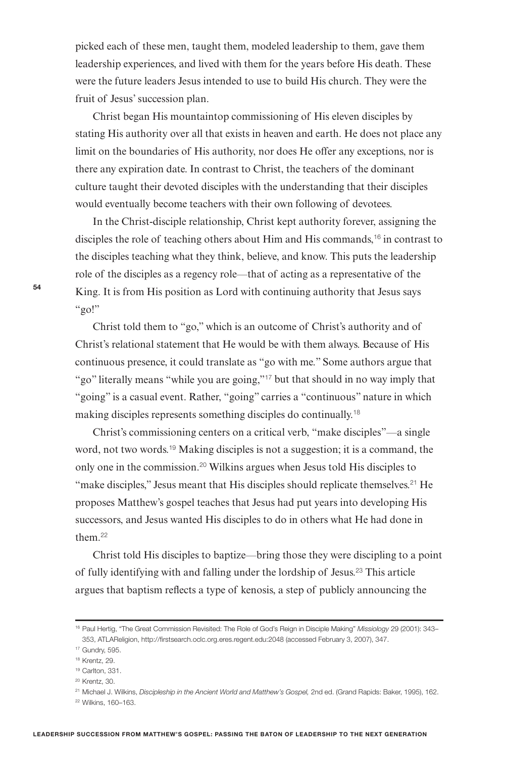picked each of these men, taught them, modeled leadership to them, gave them leadership experiences, and lived with them for the years before His death. These were the future leaders Jesus intended to use to build His church. They were the fruit of Jesus' succession plan.

Christ began His mountaintop commissioning of His eleven disciples by stating His authority over all that exists in heaven and earth. He does not place any limit on the boundaries of His authority, nor does He offer any exceptions, nor is there any expiration date. In contrast to Christ, the teachers of the dominant culture taught their devoted disciples with the understanding that their disciples would eventually become teachers with their own following of devotees.

In the Christ-disciple relationship, Christ kept authority forever, assigning the disciples the role of teaching others about Him and His commands,[16] in contrast to the disciples teaching what they think, believe, and know. This puts the leadership role of the disciples as a regency role—that of acting as a representative of the King. It is from His position as Lord with continuing authority that Jesus says "go!"

Christ told them to "go," which is an outcome of Christ's authority and of Christ's relational statement that He would be with them always. Because of His continuous presence, it could translate as "go with me." Some authors argue that "go" literally means "while you are going,"[17] but that should in no way imply that "going" is a casual event. Rather, "going" carries a "continuous" nature in which making disciples represents something disciples do continually.[18]

Christ's commissioning centers on a critical verb, "make disciples"—a single word, not two words.[19] Making disciples is not a suggestion; it is a command, the only one in the commission.[20] Wilkins argues when Jesus told His disciples to "make disciples," Jesus meant that His disciples should replicate themselves.[21] He proposes Matthew's gospel teaches that Jesus had put years into developing His successors, and Jesus wanted His disciples to do in others what He had done in them.[22]

Christ told His disciples to baptize—bring those they were discipling to a point of fully identifying with and falling under the lordship of Jesus.[23] This article argues that baptism reflects a type of kenosis, a step of publicly announcing the

---

[16] Paul Hertig, "The Great Commission Revisited: The Role of God's Reign in Disciple Making" *Missiology* 29 (2001): 343–353, ATLAReligion, http://firstsearch.oclc.org.eres.regent.edu:2048 (accessed February 3, 2007), 347.

[17] Gundry, 595.

[18] Krentz, 29.

[19] Carlton, 331.

[20] Krentz, 30.

[21] Michael J. Wilkins, *Discipleship in the Ancient World and Matthew's Gospel,* 2nd ed. (Grand Rapids: Baker, 1995), 162.

[22] Wilkins, 160–163.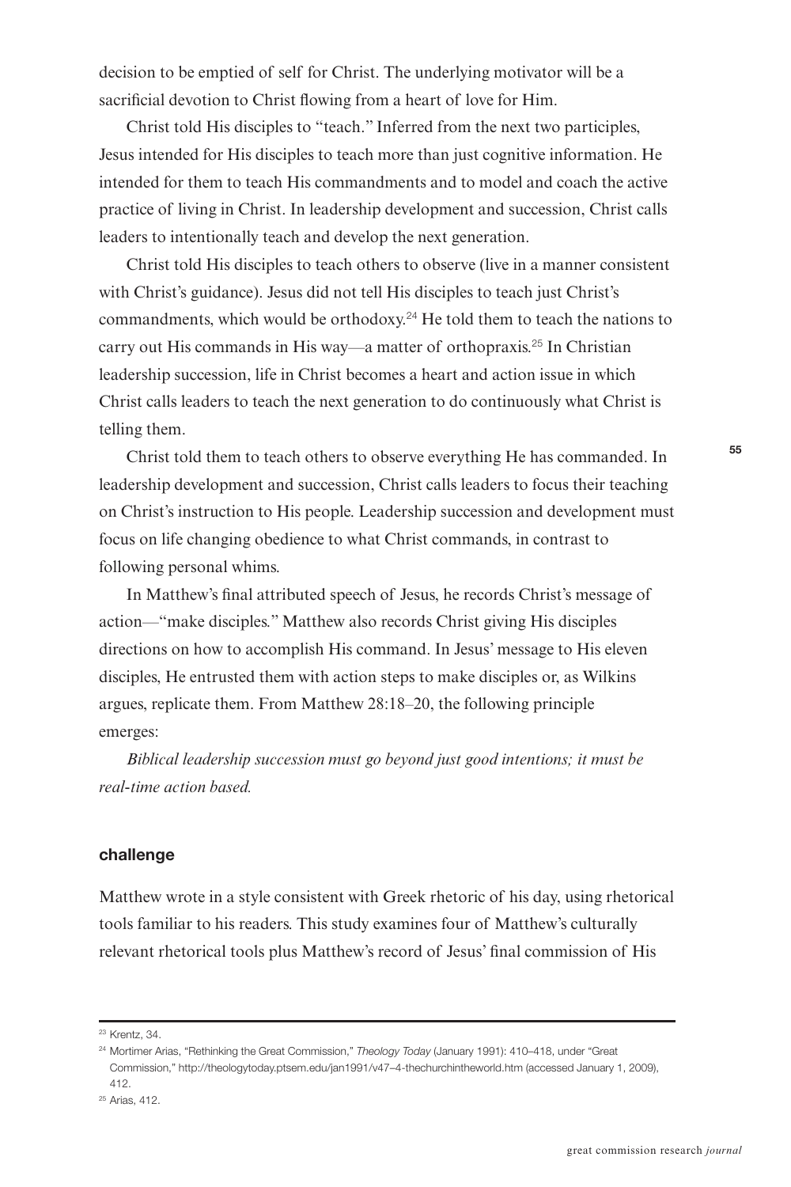decision to be emptied of self for Christ. The underlying motivator will be a sacrificial devotion to Christ flowing from a heart of love for Him.

Christ told His disciples to "teach." Inferred from the next two participles, Jesus intended for His disciples to teach more than just cognitive information. He intended for them to teach His commandments and to model and coach the active practice of living in Christ. In leadership development and succession, Christ calls leaders to intentionally teach and develop the next generation.

Christ told His disciples to teach others to observe (live in a manner consistent with Christ's guidance). Jesus did not tell His disciples to teach just Christ's commandments, which would be orthodoxy.[24] He told them to teach the nations to carry out His commands in His way—a matter of orthopraxis.[25] In Christian leadership succession, life in Christ becomes a heart and action issue in which Christ calls leaders to teach the next generation to do continuously what Christ is telling them.

Christ told them to teach others to observe everything He has commanded. In leadership development and succession, Christ calls leaders to focus their teaching on Christ's instruction to His people. Leadership succession and development must focus on life changing obedience to what Christ commands, in contrast to following personal whims.

In Matthew's final attributed speech of Jesus, he records Christ's message of action—"make disciples." Matthew also records Christ giving His disciples directions on how to accomplish His command. In Jesus' message to His eleven disciples, He entrusted them with action steps to make disciples or, as Wilkins argues, replicate them. From Matthew 28:18–20, the following principle emerges:

*Biblical leadership succession must go beyond just good intentions; it must be real-time action based.*

#### challenge

Matthew wrote in a style consistent with Greek rhetoric of his day, using rhetorical tools familiar to his readers. This study examines four of Matthew's culturally relevant rhetorical tools plus Matthew's record of Jesus' final commission of His

---

[23] Krentz, 34.

[24] Mortimer Arias, "Rethinking the Great Commission," *Theology Today* (January 1991): 410–418, under "Great Commission," http://theologytoday.ptsem.edu/jan1991/v47–4-thechurchintheworld.htm (accessed January 1, 2009), 412.

[25] Arias, 412.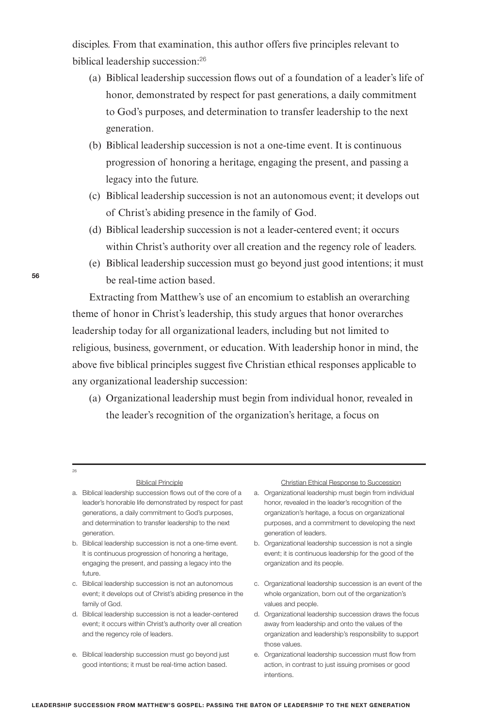disciples. From that examination, this author offers five principles relevant to biblical leadership succession:[26]

(a) Biblical leadership succession flows out of a foundation of a leader's life of honor, demonstrated by respect for past generations, a daily commitment to God's purposes, and determination to transfer leadership to the next generation.

(b) Biblical leadership succession is not a one-time event. It is continuous progression of honoring a heritage, engaging the present, and passing a legacy into the future.

(c) Biblical leadership succession is not an autonomous event; it develops out of Christ's abiding presence in the family of God.

(d) Biblical leadership succession is not a leader-centered event; it occurs within Christ's authority over all creation and the regency role of leaders.

(e) Biblical leadership succession must go beyond just good intentions; it must be real-time action based.

Extracting from Matthew's use of an encomium to establish an overarching theme of honor in Christ's leadership, this study argues that honor overarches leadership today for all organizational leaders, including but not limited to religious, business, government, or education. With leadership honor in mind, the above five biblical principles suggest five Christian ethical responses applicable to any organizational leadership succession:

(a) Organizational leadership must begin from individual honor, revealed in the leader's recognition of the organization's heritage, a focus on

---

[26]

| Biblical Principle | Christian Ethical Response to Succession |
|---|---|
| a. Biblical leadership succession flows out of the core of a leader's honorable life demonstrated by respect for past generations, a daily commitment to God's purposes, and determination to transfer leadership to the next generation. | a. Organizational leadership must begin from individual honor, revealed in the leader's recognition of the organization's heritage, a focus on organizational purposes, and a commitment to developing the next generation of leaders. |
| b. Biblical leadership succession is not a one-time event. It is continuous progression of honoring a heritage, engaging the present, and passing a legacy into the future. | b. Organizational leadership succession is not a single event; it is continuous leadership for the good of the organization and its people. |
| c. Biblical leadership succession is not an autonomous event; it develops out of Christ's abiding presence in the family of God. | c. Organizational leadership succession is an event of the whole organization, born out of the organization's values and people. |
| d. Biblical leadership succession is not a leader-centered event; it occurs within Christ's authority over all creation and the regency role of leaders. | d. Organizational leadership succession draws the focus away from leadership and onto the values of the organization and leadership's responsibility to support those values. |
| e. Biblical leadership succession must go beyond just good intentions; it must be real-time action based. | e. Organizational leadership succession must flow from action, in contrast to just issuing promises or good intentions. |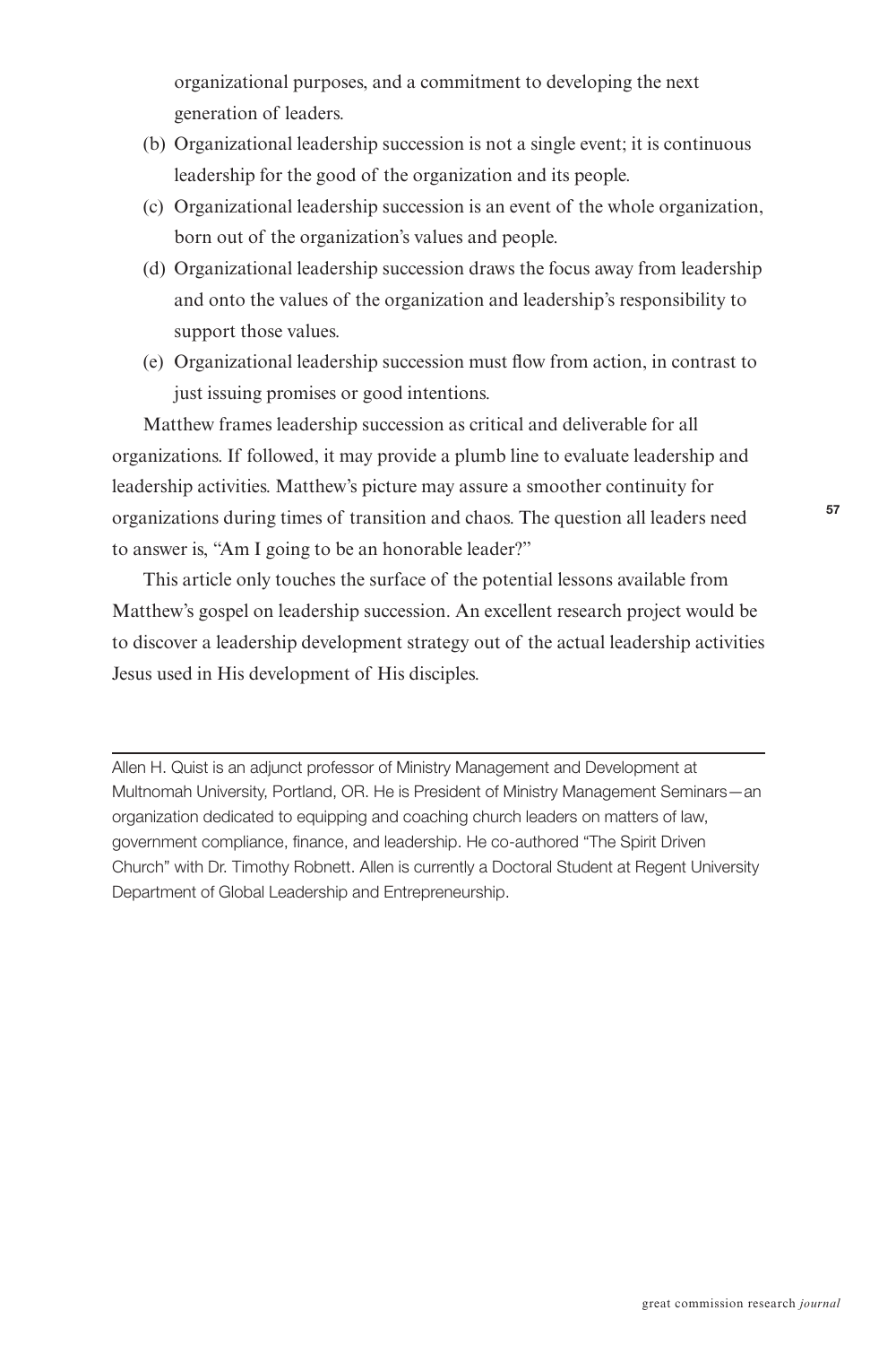organizational purposes, and a commitment to developing the next generation of leaders.

(b) Organizational leadership succession is not a single event; it is continuous leadership for the good of the organization and its people.

(c) Organizational leadership succession is an event of the whole organization, born out of the organization's values and people.

(d) Organizational leadership succession draws the focus away from leadership and onto the values of the organization and leadership's responsibility to support those values.

(e) Organizational leadership succession must flow from action, in contrast to just issuing promises or good intentions.

Matthew frames leadership succession as critical and deliverable for all organizations. If followed, it may provide a plumb line to evaluate leadership and leadership activities. Matthew's picture may assure a smoother continuity for organizations during times of transition and chaos. The question all leaders need to answer is, "Am I going to be an honorable leader?"

This article only touches the surface of the potential lessons available from Matthew's gospel on leadership succession. An excellent research project would be to discover a leadership development strategy out of the actual leadership activities Jesus used in His development of His disciples.

---

Allen H. Quist is an adjunct professor of Ministry Management and Development at Multnomah University, Portland, OR. He is President of Ministry Management Seminars—an organization dedicated to equipping and coaching church leaders on matters of law, government compliance, finance, and leadership. He co-authored "The Spirit Driven Church" with Dr. Timothy Robnett. Allen is currently a Doctoral Student at Regent University Department of Global Leadership and Entrepreneurship.